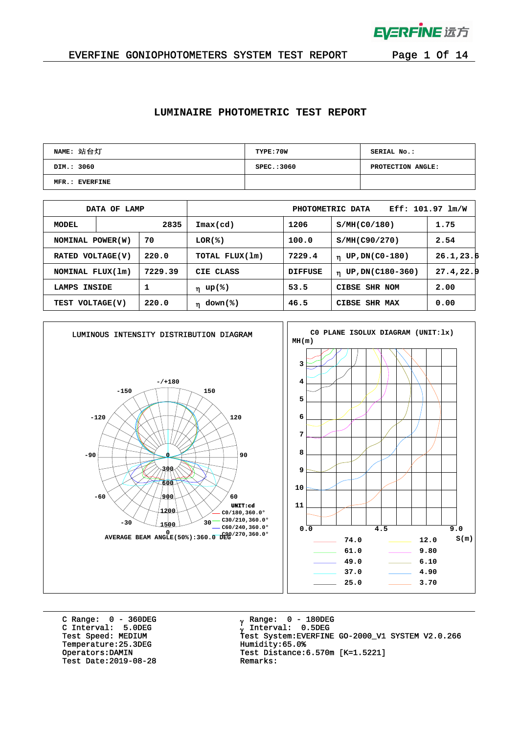# LUMINAIRE PHOTOMETRIC TEST REPORT

| NAME: 站台灯 | TYPE:70W | SERIAL No.: |
|---|---|---|
| DIM.: 3060 | SPEC.:3060 | PROTECTION ANGLE: |
| MFR.: EVERFINE | | |

| DATA OF LAMP | | PHOTOMETRIC DATA | Eff: 101.97 lm/W | | |
|---|---|---|---|---|---|
| MODEL | 2835 | Imax(cd) | 1206 | S/MH(C0/180) | 1.75 |
| NOMINAL POWER(W) | 70 | LOR(%) | 100.0 | S/MH(C90/270) | 2.54 |
| RATED VOLTAGE(V) | 220.0 | TOTAL FLUX(lm) | 7229.4 | η UP,DN(C0-180) | 26.1,23.6 |
| NOMINAL FLUX(lm) | 7229.39 | CIE CLASS | DIFFUSE | η UP,DN(C180-360) | 27.4,22.9 |
| LAMPS INSIDE | 1 | η up(%) | 53.5 | CIBSE SHR NOM | 2.00 |
| TEST VOLTAGE(V) | 220.0 | η down(%) | 46.5 | CIBSE SHR MAX | 0.00 |

LUMINOUS INTENSITY DISTRIBUTION DIAGRAM

UNIT:cd — C0/180,360.0° — C30/210,360.0° — C60/240,360.0° — C90/270,360.0°

AVERAGE BEAM ANGLE(50%):360.0 DEG

C0 PLANE ISOLUX DIAGRAM (UNIT:lx)

| | |
|---|---|
| 74.0 | 12.0 |
| 61.0 | 9.80 |
| 49.0 | 6.10 |
| 37.0 | 4.90 |
| 25.0 | 3.70 |

C Range: 0 - 360DEG
C Interval: 5.0DEG
Test Speed: MEDIUM
Temperature:25.3DEG
Operators:DAMIN
Test Date:2019-08-28

γ Range: 0 - 180DEG
γ Interval: 0.5DEG
Test System:EVERFINE GO-2000_V1 SYSTEM V2.0.266
Humidity:65.0%
Test Distance:6.570m [K=1.5221]
Remarks: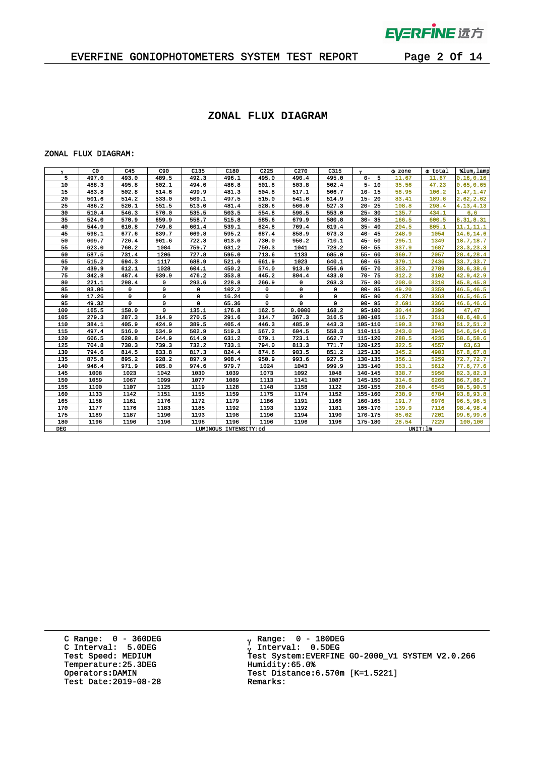# ZONAL FLUX DIAGRAM

ZONAL FLUX DIAGRAM:

| γ | C0 | C45 | C90 | C135 | C180 | C225 | C270 | C315 | γ | Φ zone | Φ total | %lum,lamp |
|---|---|---|---|---|---|---|---|---|---|---|---|---|
| 5 | 497.0 | 493.0 | 489.5 | 492.3 | 496.1 | 495.0 | 490.4 | 495.0 | 0- 5 | 11.67 | 11.67 | 0.16,0.16 |
| 10 | 488.3 | 495.8 | 502.1 | 494.0 | 486.8 | 501.8 | 503.8 | 502.4 | 5- 10 | 35.56 | 47.23 | 0.65,0.65 |
| 15 | 483.8 | 502.8 | 514.6 | 499.9 | 481.3 | 504.8 | 517.1 | 506.7 | 10- 15 | 58.95 | 106.2 | 1.47,1.47 |
| 20 | 501.6 | 514.2 | 533.0 | 509.1 | 497.5 | 515.0 | 541.6 | 514.9 | 15- 20 | 83.41 | 189.6 | 2.62,2.62 |
| 25 | 486.2 | 520.1 | 551.5 | 513.0 | 481.4 | 528.6 | 566.0 | 527.3 | 20- 25 | 108.8 | 298.4 | 4.13,4.13 |
| 30 | 510.4 | 546.3 | 570.0 | 535.5 | 503.5 | 554.8 | 590.5 | 553.0 | 25- 30 | 135.7 | 434.1 | 6,6 |
| 35 | 524.0 | 570.9 | 659.9 | 558.7 | 515.8 | 585.6 | 679.9 | 580.8 | 30- 35 | 166.5 | 600.5 | 8.31,8.31 |
| 40 | 544.9 | 610.8 | 749.8 | 601.4 | 539.1 | 624.8 | 769.4 | 619.4 | 35- 40 | 204.5 | 805.1 | 11.1,11.1 |
| 45 | 598.1 | 677.6 | 839.7 | 669.8 | 595.2 | 687.4 | 858.9 | 673.3 | 40- 45 | 248.9 | 1054 | 14.6,14.6 |
| 50 | 609.7 | 726.4 | 961.6 | 722.3 | 613.0 | 730.0 | 950.2 | 710.1 | 45- 50 | 295.1 | 1349 | 18.7,18.7 |
| 55 | 623.0 | 760.2 | 1084 | 759.7 | 631.2 | 759.3 | 1041 | 728.2 | 50- 55 | 337.9 | 1687 | 23.3,23.3 |
| 60 | 587.5 | 731.4 | 1206 | 727.8 | 595.0 | 713.6 | 1133 | 685.0 | 55- 60 | 369.7 | 2057 | 28.4,28.4 |
| 65 | 515.2 | 694.3 | 1117 | 688.9 | 521.0 | 661.9 | 1023 | 640.1 | 60- 65 | 379.1 | 2436 | 33.7,33.7 |
| 70 | 439.9 | 612.1 | 1028 | 604.1 | 450.2 | 574.0 | 913.9 | 556.6 | 65- 70 | 353.7 | 2789 | 38.6,38.6 |
| 75 | 342.8 | 487.4 | 939.9 | 476.2 | 353.8 | 445.2 | 804.4 | 433.8 | 70- 75 | 312.2 | 3102 | 42.9,42.9 |
| 80 | 221.1 | 298.4 | 0 | 293.6 | 228.8 | 266.9 | 0 | 263.3 | 75- 80 | 208.0 | 3310 | 45.8,45.8 |
| 85 | 83.86 | 0 | 0 | 0 | 102.2 | 0 | 0 | 0 | 80- 85 | 49.20 | 3359 | 46.5,46.5 |
| 90 | 17.26 | 0 | 0 | 0 | 16.24 | 0 | 0 | 0 | 85- 90 | 4.374 | 3363 | 46.5,46.5 |
| 95 | 49.32 | 0 | 0 | 0 | 65.36 | 0 | 0 | 0 | 90- 95 | 2.691 | 3366 | 46.6,46.6 |
| 100 | 165.5 | 150.0 | 0 | 135.1 | 176.8 | 162.5 | 0.0000 | 168.2 | 95-100 | 30.44 | 3396 | 47,47 |
| 105 | 279.3 | 287.3 | 314.9 | 270.5 | 291.6 | 314.7 | 367.3 | 316.5 | 100-105 | 116.7 | 3513 | 48.6,48.6 |
| 110 | 384.1 | 405.9 | 424.9 | 389.5 | 405.4 | 446.3 | 485.9 | 443.3 | 105-110 | 190.3 | 3703 | 51.2,51.2 |
| 115 | 497.4 | 516.0 | 534.9 | 502.9 | 519.3 | 567.2 | 604.5 | 558.3 | 110-115 | 243.0 | 3946 | 54.6,54.6 |
| 120 | 606.5 | 620.8 | 644.9 | 614.9 | 631.2 | 679.1 | 723.1 | 662.7 | 115-120 | 288.5 | 4235 | 58.6,58.6 |
| 125 | 704.8 | 730.3 | 739.3 | 732.2 | 733.1 | 794.0 | 813.3 | 771.7 | 120-125 | 322.5 | 4557 | 63,63 |
| 130 | 794.6 | 814.5 | 833.8 | 817.3 | 824.4 | 874.6 | 903.5 | 851.2 | 125-130 | 345.2 | 4903 | 67.8,67.8 |
| 135 | 875.8 | 895.2 | 928.2 | 897.9 | 908.4 | 950.9 | 993.6 | 927.5 | 130-135 | 356.1 | 5259 | 72.7,72.7 |
| 140 | 946.4 | 971.9 | 985.0 | 974.6 | 979.7 | 1024 | 1043 | 999.9 | 135-140 | 353.1 | 5612 | 77.6,77.6 |
| 145 | 1008 | 1023 | 1042 | 1030 | 1039 | 1073 | 1092 | 1048 | 140-145 | 338.7 | 5950 | 82.3,82.3 |
| 150 | 1059 | 1067 | 1099 | 1077 | 1089 | 1113 | 1141 | 1087 | 145-150 | 314.6 | 6265 | 86.7,86.7 |
| 155 | 1100 | 1107 | 1125 | 1119 | 1128 | 1148 | 1158 | 1122 | 150-155 | 280.4 | 6545 | 90.5,90.5 |
| 160 | 1133 | 1142 | 1151 | 1155 | 1159 | 1175 | 1174 | 1152 | 155-160 | 238.9 | 6784 | 93.8,93.8 |
| 165 | 1158 | 1161 | 1176 | 1172 | 1179 | 1186 | 1191 | 1168 | 160-165 | 191.7 | 6976 | 96.5,96.5 |
| 170 | 1177 | 1176 | 1183 | 1185 | 1192 | 1193 | 1192 | 1181 | 165-170 | 139.9 | 7116 | 98.4,98.4 |
| 175 | 1189 | 1187 | 1190 | 1193 | 1198 | 1196 | 1194 | 1190 | 170-175 | 85.02 | 7201 | 99.6,99.6 |
| 180 | 1196 | 1196 | 1196 | 1196 | 1196 | 1196 | 1196 | 1196 | 175-180 | 28.54 | 7229 | 100,100 |
| DEG | LUMINOUS INTENSITY:cd | | | | | | | | | UNIT:lm | | |

C Range: 0 - 360DEG
C Interval: 5.0DEG
Test Speed: MEDIUM
Temperature:25.3DEG
Operators:DAMIN
Test Date:2019-08-28

γ Range: 0 - 180DEG
γ Interval: 0.5DEG
Test System:EVERFINE GO-2000_V1 SYSTEM V2.0.266
Humidity:65.0%
Test Distance:6.570m [K=1.5221]
Remarks: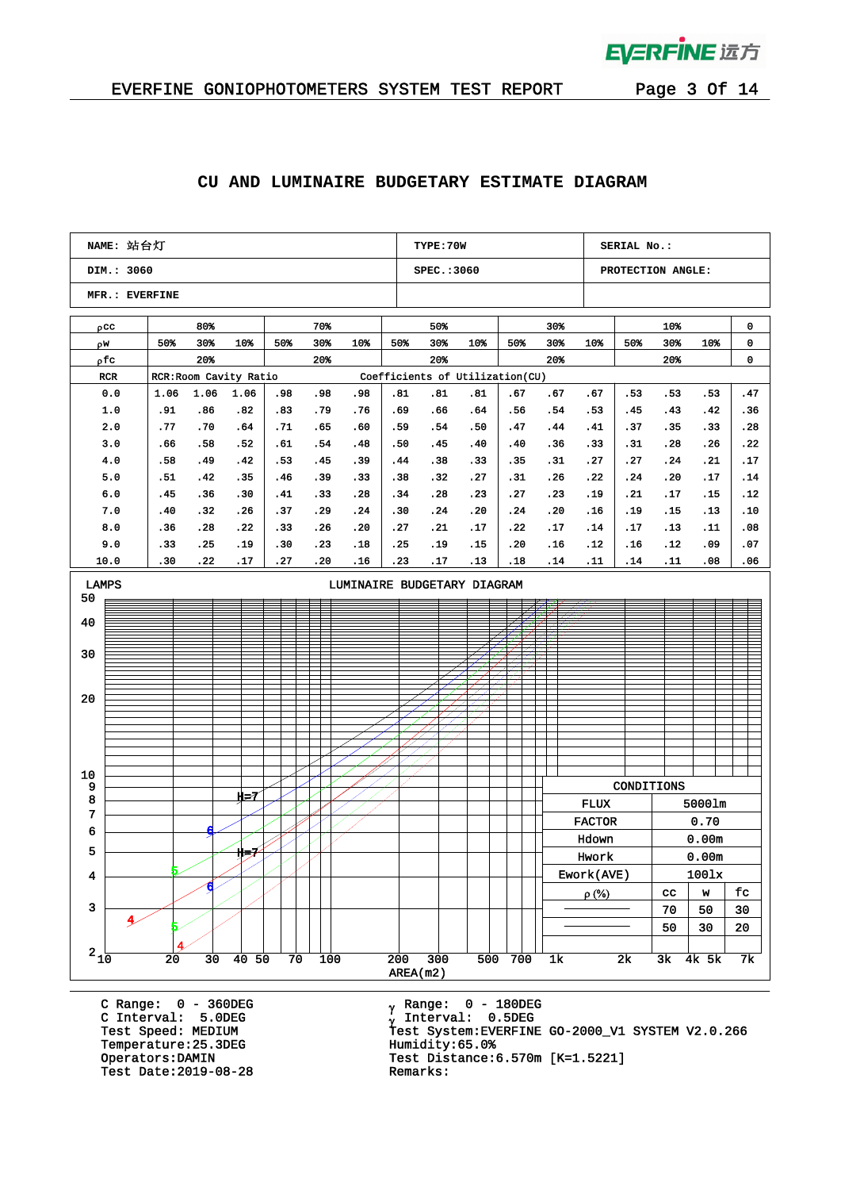## CU AND LUMINAIRE BUDGETARY ESTIMATE DIAGRAM

| NAME: 站台灯 | TYPE:70W | SERIAL No.: |
|---|---|---|
| DIM.: 3060 | SPEC.:3060 | PROTECTION ANGLE: |
| MFR.: EVERFINE | | |

| ρcc | 80% | | | 70% | | | 50% | | | 30% | | | 10% | | | 0 |
|---|---|---|---|---|---|---|---|---|---|---|---|---|---|---|---|---|
| ρw | 50% | 30% | 10% | 50% | 30% | 10% | 50% | 30% | 10% | 50% | 30% | 10% | 50% | 30% | 10% | 0 |
| ρfc | 20% | | | 20% | | | 20% | | | 20% | | | 20% | | | 0 |
| RCR | RCR:Room Cavity Ratio | | | | | | Coefficients of Utilization(CU) | | | | | | | | | |
| 0.0 | 1.06 | 1.06 | 1.06 | .98 | .98 | .98 | .81 | .81 | .81 | .67 | .67 | .67 | .53 | .53 | .53 | .47 |
| 1.0 | .91 | .86 | .82 | .83 | .79 | .76 | .69 | .66 | .64 | .56 | .54 | .53 | .45 | .43 | .42 | .36 |
| 2.0 | .77 | .70 | .64 | .71 | .65 | .60 | .59 | .54 | .50 | .47 | .44 | .41 | .37 | .35 | .33 | .28 |
| 3.0 | .66 | .58 | .52 | .61 | .54 | .48 | .50 | .45 | .40 | .40 | .36 | .33 | .31 | .28 | .26 | .22 |
| 4.0 | .58 | .49 | .42 | .53 | .45 | .39 | .44 | .38 | .33 | .35 | .31 | .27 | .27 | .24 | .21 | .17 |
| 5.0 | .51 | .42 | .35 | .46 | .39 | .33 | .38 | .32 | .27 | .31 | .26 | .22 | .24 | .20 | .17 | .14 |
| 6.0 | .45 | .36 | .30 | .41 | .33 | .28 | .34 | .28 | .23 | .27 | .23 | .19 | .21 | .17 | .15 | .12 |
| 7.0 | .40 | .32 | .26 | .37 | .29 | .24 | .30 | .24 | .20 | .24 | .20 | .16 | .19 | .15 | .13 | .10 |
| 8.0 | .36 | .28 | .22 | .33 | .26 | .20 | .27 | .21 | .17 | .22 | .17 | .14 | .17 | .13 | .11 | .08 |
| 9.0 | .33 | .25 | .19 | .30 | .23 | .18 | .25 | .19 | .15 | .20 | .16 | .12 | .16 | .12 | .09 | .07 |
| 10.0 | .30 | .22 | .17 | .27 | .20 | .16 | .23 | .17 | .13 | .18 | .14 | .11 | .14 | .11 | .08 | .06 |

LUMINAIRE BUDGETARY DIAGRAM

LAMPS: 2, 3, 4, 5, 6, 7, 8, 9, 10, 20, 30, 40, 50

AREA(m2): 10, 20, 30, 40, 50, 70, 100, 200, 300, 500, 700, 1k, 2k, 3k, 4k, 5k, 7k

Curve labels: H=7, 6, 5, 4, H=7, 6, 5, 4

| CONDITIONS | | | |
|---|---|---|---|
| FLUX | 5000lm | | |
| FACTOR | 0.70 | | |
| Hdown | 0.00m | | |
| Hwork | 0.00m | | |
| Ework(AVE) | 100lx | | |
| ρ (%) | cc | w | fc |
| ———— | 70 | 50 | 30 |
| ———— | 50 | 30 | 20 |

C Range: 0 - 360DEG
C Interval: 5.0DEG
Test Speed: MEDIUM
Temperature:25.3DEG
Operators:DAMIN
Test Date:2019-08-28

γ Range: 0 - 180DEG
γ Interval: 0.5DEG
Test System:EVERFINE GO-2000_V1 SYSTEM V2.0.266
Humidity:65.0%
Test Distance:6.570m [K=1.5221]
Remarks: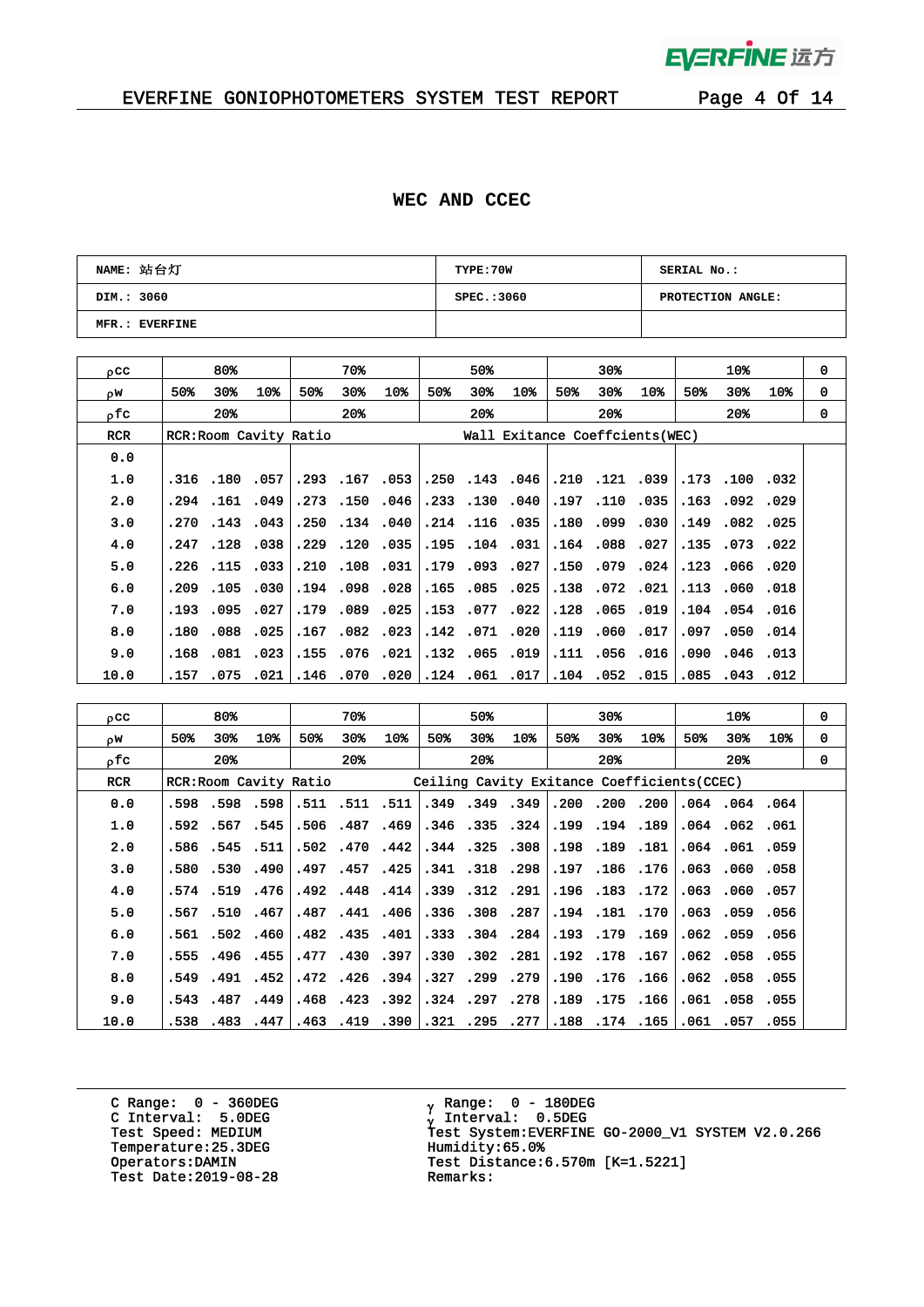# WEC AND CCEC

| NAME: 站台灯 | TYPE:70W | SERIAL No.: |
|---|---|---|
| DIM.: 3060 | SPEC.:3060 | PROTECTION ANGLE: |
| MFR.: EVERFINE | | |

| ρcc | 80% | | | 70% | | | 50% | | | 30% | | | 10% | | | 0 |
|---|---|---|---|---|---|---|---|---|---|---|---|---|---|---|---|---|
| ρw | 50% | 30% | 10% | 50% | 30% | 10% | 50% | 30% | 10% | 50% | 30% | 10% | 50% | 30% | 10% | 0 |
| ρfc | 20% | | | 20% | | | 20% | | | 20% | | | 20% | | | 0 |
| RCR | RCR:Room Cavity Ratio | | | | | | Wall Exitance Coeffcients(WEC) | | | | | | | | | |
| 0.0 | | | | | | | | | | | | | | | | |
| 1.0 | .316 | .180 | .057 | .293 | .167 | .053 | .250 | .143 | .046 | .210 | .121 | .039 | .173 | .100 | .032 | |
| 2.0 | .294 | .161 | .049 | .273 | .150 | .046 | .233 | .130 | .040 | .197 | .110 | .035 | .163 | .092 | .029 | |
| 3.0 | .270 | .143 | .043 | .250 | .134 | .040 | .214 | .116 | .035 | .180 | .099 | .030 | .149 | .082 | .025 | |
| 4.0 | .247 | .128 | .038 | .229 | .120 | .035 | .195 | .104 | .031 | .164 | .088 | .027 | .135 | .073 | .022 | |
| 5.0 | .226 | .115 | .033 | .210 | .108 | .031 | .179 | .093 | .027 | .150 | .079 | .024 | .123 | .066 | .020 | |
| 6.0 | .209 | .105 | .030 | .194 | .098 | .028 | .165 | .085 | .025 | .138 | .072 | .021 | .113 | .060 | .018 | |
| 7.0 | .193 | .095 | .027 | .179 | .089 | .025 | .153 | .077 | .022 | .128 | .065 | .019 | .104 | .054 | .016 | |
| 8.0 | .180 | .088 | .025 | .167 | .082 | .023 | .142 | .071 | .020 | .119 | .060 | .017 | .097 | .050 | .014 | |
| 9.0 | .168 | .081 | .023 | .155 | .076 | .021 | .132 | .065 | .019 | .111 | .056 | .016 | .090 | .046 | .013 | |
| 10.0 | .157 | .075 | .021 | .146 | .070 | .020 | .124 | .061 | .017 | .104 | .052 | .015 | .085 | .043 | .012 | |

| ρcc | 80% | | | 70% | | | 50% | | | 30% | | | 10% | | | 0 |
|---|---|---|---|---|---|---|---|---|---|---|---|---|---|---|---|---|
| ρw | 50% | 30% | 10% | 50% | 30% | 10% | 50% | 30% | 10% | 50% | 30% | 10% | 50% | 30% | 10% | 0 |
| ρfc | 20% | | | 20% | | | 20% | | | 20% | | | 20% | | | 0 |
| RCR | RCR:Room Cavity Ratio | | | | | | Ceiling Cavity Exitance Coefficients(CCEC) | | | | | | | | | |
| 0.0 | .598 | .598 | .598 | .511 | .511 | .511 | .349 | .349 | .349 | .200 | .200 | .200 | .064 | .064 | .064 | |
| 1.0 | .592 | .567 | .545 | .506 | .487 | .469 | .346 | .335 | .324 | .199 | .194 | .189 | .064 | .062 | .061 | |
| 2.0 | .586 | .545 | .511 | .502 | .470 | .442 | .344 | .325 | .308 | .198 | .189 | .181 | .064 | .061 | .059 | |
| 3.0 | .580 | .530 | .490 | .497 | .457 | .425 | .341 | .318 | .298 | .197 | .186 | .176 | .063 | .060 | .058 | |
| 4.0 | .574 | .519 | .476 | .492 | .448 | .414 | .339 | .312 | .291 | .196 | .183 | .172 | .063 | .060 | .057 | |
| 5.0 | .567 | .510 | .467 | .487 | .441 | .406 | .336 | .308 | .287 | .194 | .181 | .170 | .063 | .059 | .056 | |
| 6.0 | .561 | .502 | .460 | .482 | .435 | .401 | .333 | .304 | .284 | .193 | .179 | .169 | .062 | .059 | .056 | |
| 7.0 | .555 | .496 | .455 | .477 | .430 | .397 | .330 | .302 | .281 | .192 | .178 | .167 | .062 | .058 | .055 | |
| 8.0 | .549 | .491 | .452 | .472 | .426 | .394 | .327 | .299 | .279 | .190 | .176 | .166 | .062 | .058 | .055 | |
| 9.0 | .543 | .487 | .449 | .468 | .423 | .392 | .324 | .297 | .278 | .189 | .175 | .166 | .061 | .058 | .055 | |
| 10.0 | .538 | .483 | .447 | .463 | .419 | .390 | .321 | .295 | .277 | .188 | .174 | .165 | .061 | .057 | .055 | |

C Range: 0 - 360DEG
C Interval: 5.0DEG
Test Speed: MEDIUM
Temperature:25.3DEG
Operators:DAMIN
Test Date:2019-08-28

γ Range: 0 - 180DEG
γ Interval: 0.5DEG
Test System:EVERFINE GO-2000_V1 SYSTEM V2.0.266
Humidity:65.0%
Test Distance:6.570m [K=1.5221]
Remarks: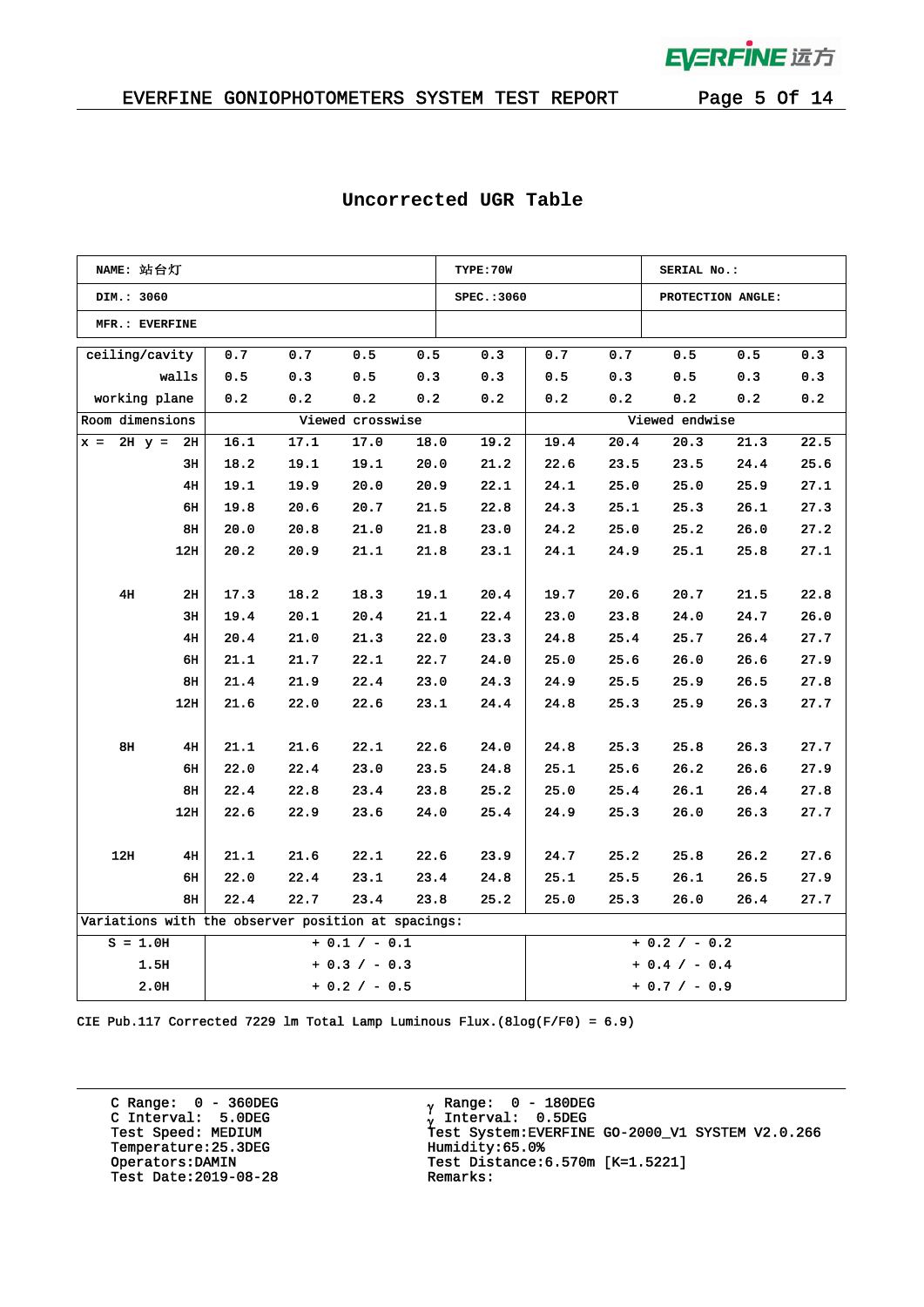## Uncorrected UGR Table

| NAME: 站台灯 | TYPE:70W | SERIAL No.: |
|---|---|---|
| DIM.: 3060 | SPEC.:3060 | PROTECTION ANGLE: |
| MFR.: EVERFINE | | |

| ceiling/cavity | | 0.7 | 0.7 | 0.5 | 0.5 | 0.3 | 0.7 | 0.7 | 0.5 | 0.5 | 0.3 |
|---|---|---|---|---|---|---|---|---|---|---|---|
| walls | | 0.5 | 0.3 | 0.5 | 0.3 | 0.3 | 0.5 | 0.3 | 0.5 | 0.3 | 0.3 |
| working plane | | 0.2 | 0.2 | 0.2 | 0.2 | 0.2 | 0.2 | 0.2 | 0.2 | 0.2 | 0.2 |
| Room dimensions | | Viewed crosswise | | | | | Viewed endwise | | | | |
| x = 2H | y = 2H | 16.1 | 17.1 | 17.0 | 18.0 | 19.2 | 19.4 | 20.4 | 20.3 | 21.3 | 22.5 |
| | 3H | 18.2 | 19.1 | 19.1 | 20.0 | 21.2 | 22.6 | 23.5 | 23.5 | 24.4 | 25.6 |
| | 4H | 19.1 | 19.9 | 20.0 | 20.9 | 22.1 | 24.1 | 25.0 | 25.0 | 25.9 | 27.1 |
| | 6H | 19.8 | 20.6 | 20.7 | 21.5 | 22.8 | 24.3 | 25.1 | 25.3 | 26.1 | 27.3 |
| | 8H | 20.0 | 20.8 | 21.0 | 21.8 | 23.0 | 24.2 | 25.0 | 25.2 | 26.0 | 27.2 |
| | 12H | 20.2 | 20.9 | 21.1 | 21.8 | 23.1 | 24.1 | 24.9 | 25.1 | 25.8 | 27.1 |
| 4H | 2H | 17.3 | 18.2 | 18.3 | 19.1 | 20.4 | 19.7 | 20.6 | 20.7 | 21.5 | 22.8 |
| | 3H | 19.4 | 20.1 | 20.4 | 21.1 | 22.4 | 23.0 | 23.8 | 24.0 | 24.7 | 26.0 |
| | 4H | 20.4 | 21.0 | 21.3 | 22.0 | 23.3 | 24.8 | 25.4 | 25.7 | 26.4 | 27.7 |
| | 6H | 21.1 | 21.7 | 22.1 | 22.7 | 24.0 | 25.0 | 25.6 | 26.0 | 26.6 | 27.9 |
| | 8H | 21.4 | 21.9 | 22.4 | 23.0 | 24.3 | 24.9 | 25.5 | 25.9 | 26.5 | 27.8 |
| | 12H | 21.6 | 22.0 | 22.6 | 23.1 | 24.4 | 24.8 | 25.3 | 25.9 | 26.3 | 27.7 |
| 8H | 4H | 21.1 | 21.6 | 22.1 | 22.6 | 24.0 | 24.8 | 25.3 | 25.8 | 26.3 | 27.7 |
| | 6H | 22.0 | 22.4 | 23.0 | 23.5 | 24.8 | 25.1 | 25.6 | 26.2 | 26.6 | 27.9 |
| | 8H | 22.4 | 22.8 | 23.4 | 23.8 | 25.2 | 25.0 | 25.4 | 26.1 | 26.4 | 27.8 |
| | 12H | 22.6 | 22.9 | 23.6 | 24.0 | 25.4 | 24.9 | 25.3 | 26.0 | 26.3 | 27.7 |
| 12H | 4H | 21.1 | 21.6 | 22.1 | 22.6 | 23.9 | 24.7 | 25.2 | 25.8 | 26.2 | 27.6 |
| | 6H | 22.0 | 22.4 | 23.1 | 23.4 | 24.8 | 25.1 | 25.5 | 26.1 | 26.5 | 27.9 |
| | 8H | 22.4 | 22.7 | 23.4 | 23.8 | 25.2 | 25.0 | 25.3 | 26.0 | 26.4 | 27.7 |
| Variations with the observer position at spacings: | | | | | | | | | | | |
| S = 1.0H | | + 0.1 / - 0.1 | | | | | + 0.2 / - 0.2 | | | | |
| 1.5H | | + 0.3 / - 0.3 | | | | | + 0.4 / - 0.4 | | | | |
| 2.0H | | + 0.2 / - 0.5 | | | | | + 0.7 / - 0.9 | | | | |

CIE Pub.117 Corrected 7229 lm Total Lamp Luminous Flux.(8log(F/F0) = 6.9)

C Range: 0 - 360DEG
C Interval: 5.0DEG
Test Speed: MEDIUM
Temperature:25.3DEG
Operators:DAMIN
Test Date:2019-08-28

γ Range: 0 - 180DEG
γ Interval: 0.5DEG
Test System:EVERFINE GO-2000_V1 SYSTEM V2.0.266
Humidity:65.0%
Test Distance:6.570m [K=1.5221]
Remarks: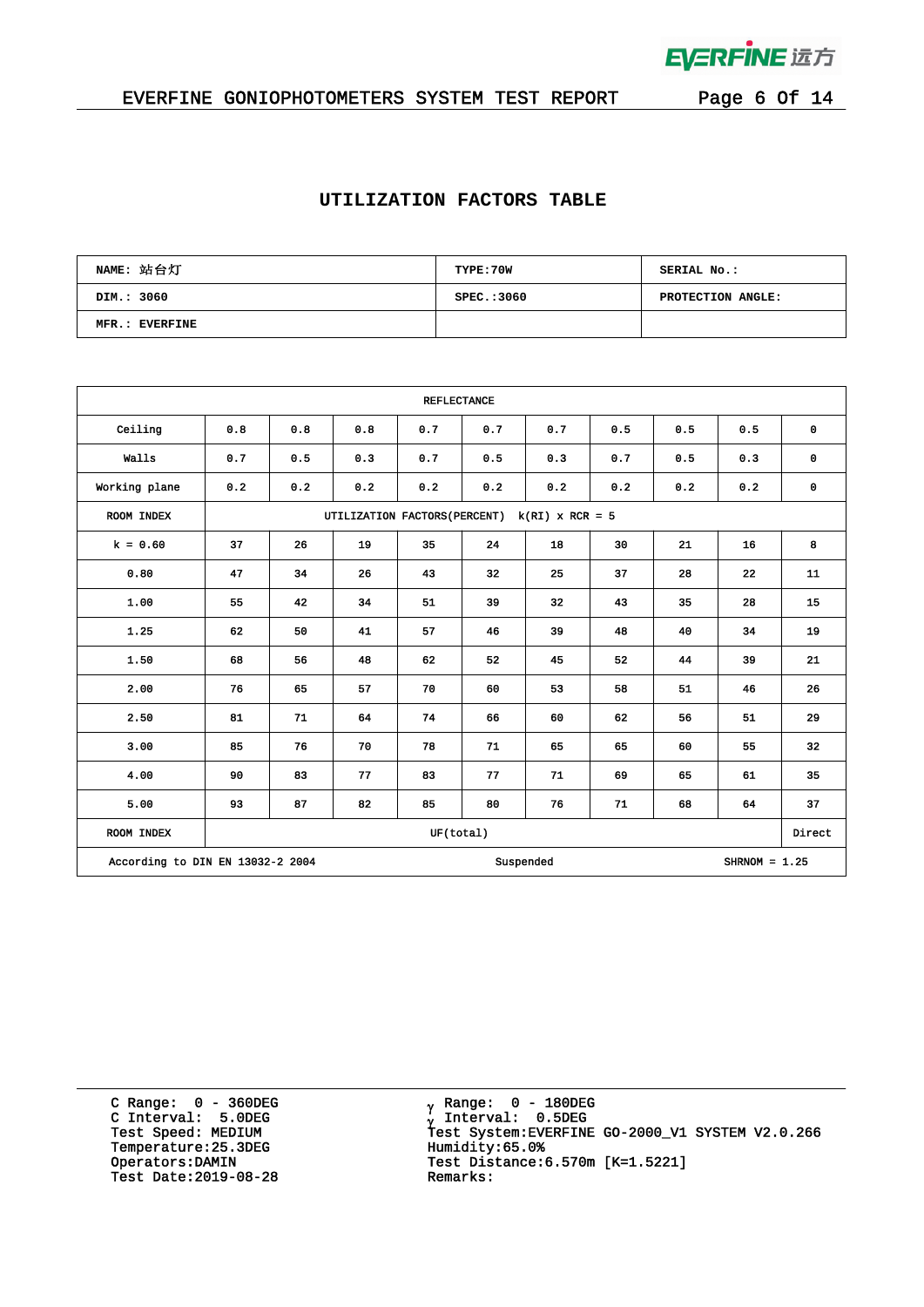## UTILIZATION FACTORS TABLE

| NAME: 站台灯 | TYPE:70W | SERIAL No.: |
|---|---|---|
| DIM.: 3060 | SPEC.:3060 | PROTECTION ANGLE: |
| MFR.: EVERFINE | | |

| REFLECTANCE | | | | | | | | | | |
|---|---|---|---|---|---|---|---|---|---|---|
| Ceiling | 0.8 | 0.8 | 0.8 | 0.7 | 0.7 | 0.7 | 0.5 | 0.5 | 0.5 | 0 |
| Walls | 0.7 | 0.5 | 0.3 | 0.7 | 0.5 | 0.3 | 0.7 | 0.5 | 0.3 | 0 |
| Working plane | 0.2 | 0.2 | 0.2 | 0.2 | 0.2 | 0.2 | 0.2 | 0.2 | 0.2 | 0 |
| ROOM INDEX | UTILIZATION FACTORS(PERCENT) k(RI) x RCR = 5 | | | | | | | | | |
| k = 0.60 | 37 | 26 | 19 | 35 | 24 | 18 | 30 | 21 | 16 | 8 |
| 0.80 | 47 | 34 | 26 | 43 | 32 | 25 | 37 | 28 | 22 | 11 |
| 1.00 | 55 | 42 | 34 | 51 | 39 | 32 | 43 | 35 | 28 | 15 |
| 1.25 | 62 | 50 | 41 | 57 | 46 | 39 | 48 | 40 | 34 | 19 |
| 1.50 | 68 | 56 | 48 | 62 | 52 | 45 | 52 | 44 | 39 | 21 |
| 2.00 | 76 | 65 | 57 | 70 | 60 | 53 | 58 | 51 | 46 | 26 |
| 2.50 | 81 | 71 | 64 | 74 | 66 | 60 | 62 | 56 | 51 | 29 |
| 3.00 | 85 | 76 | 70 | 78 | 71 | 65 | 65 | 60 | 55 | 32 |
| 4.00 | 90 | 83 | 77 | 83 | 77 | 71 | 69 | 65 | 61 | 35 |
| 5.00 | 93 | 87 | 82 | 85 | 80 | 76 | 71 | 68 | 64 | 37 |
| ROOM INDEX | UF(total) | | | | | | | | | Direct |
| According to DIN EN 13032-2 2004 | | | | | Suspended | | | | SHRNOM = 1.25 | |

C Range: 0 - 360DEG
C Interval: 5.0DEG
Test Speed: MEDIUM
Temperature:25.3DEG
Operators:DAMIN
Test Date:2019-08-28

γ Range: 0 - 180DEG
γ Interval: 0.5DEG
Test System:EVERFINE GO-2000_V1 SYSTEM V2.0.266
Humidity:65.0%
Test Distance:6.570m [K=1.5221]
Remarks: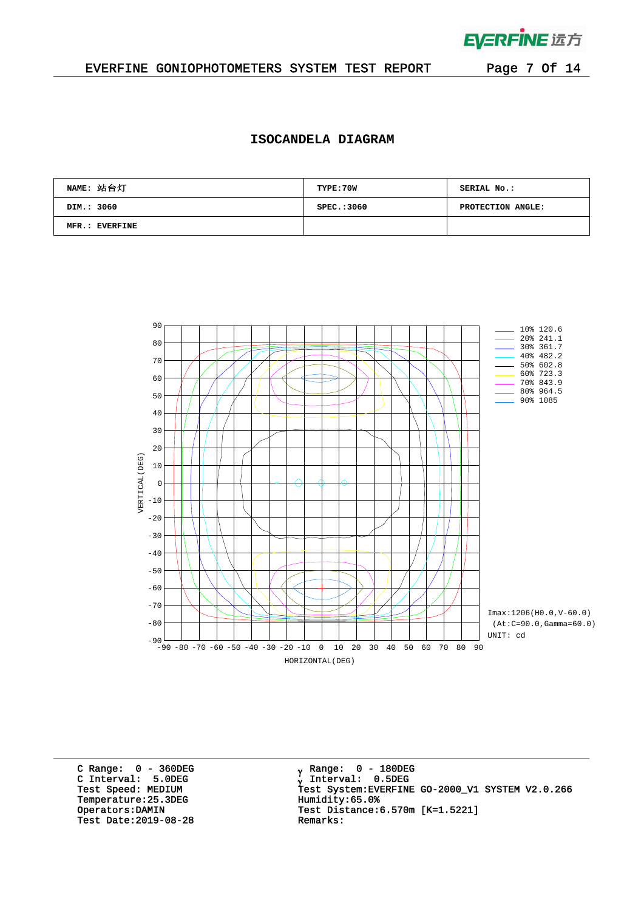## EVERFINE GONIOPHOTOMETERS SYSTEM TEST REPORT

# ISOCANDELA DIAGRAM

| NAME: 站台灯 | TYPE:70W | SERIAL No.: |
|---|---|---|
| DIM.: 3060 | SPEC.:3060 | PROTECTION ANGLE: |
| MFR.: EVERFINE | | |

| Level | Value (cd) |
|---|---|
| 10% | 120.6 |
| 20% | 241.1 |
| 30% | 361.7 |
| 40% | 482.2 |
| 50% | 602.8 |
| 60% | 723.3 |
| 70% | 843.9 |
| 80% | 964.5 |
| 90% | 1085 |

Imax:1206(H0.0,V-60.0)
(At:C=90.0,Gamma=60.0)
UNIT: cd

VERTICAL(DEG) / HORIZONTAL(DEG)

C Range: 0 - 360DEG
C Interval: 5.0DEG
Test Speed: MEDIUM
Temperature:25.3DEG
Operators:DAMIN
Test Date:2019-08-28

γ Range: 0 - 180DEG
γ Interval: 0.5DEG
Test System:EVERFINE GO-2000_V1 SYSTEM V2.0.266
Humidity:65.0%
Test Distance:6.570m [K=1.5221]
Remarks: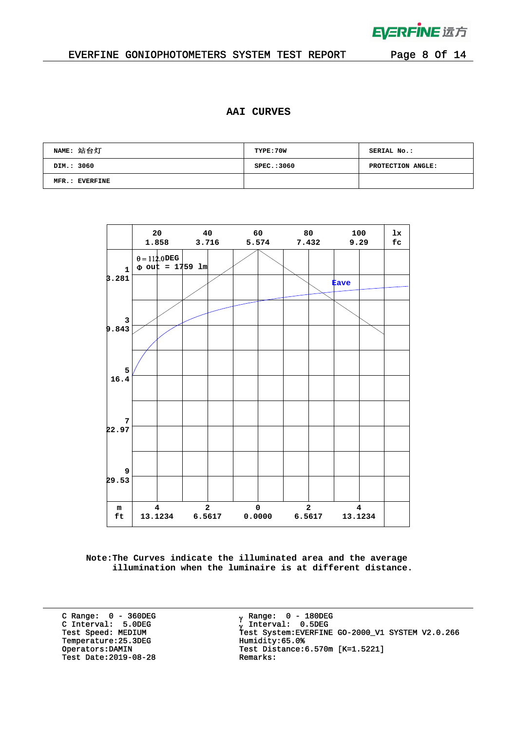## AAI CURVES

| NAME: 站台灯 | TYPE:70W | SERIAL No.: |
| --- | --- | --- |
| DIM.: 3060 | SPEC.:3060 | PROTECTION ANGLE: |
| MFR.: EVERFINE | | |

| | 20<br>1.858 | 40<br>3.716 | 60<br>5.574 | 80<br>7.432 | 100<br>9.29 | lx<br>fc |
| --- | --- | --- | --- | --- | --- | --- |
| 1<br>3.281 | θ = 112.0DEG<br>Φ out = 1759 lm | | | | Eave | |
| 3<br>9.843 | | | | | | |
| 5<br>16.4 | | | | | | |
| 7<br>22.97 | | | | | | |
| 9<br>29.53 | | | | | | |
| m<br>ft | 4<br>13.1234 | 2<br>6.5617 | 0<br>0.0000 | 2<br>6.5617 | 4<br>13.1234 | |

Note:The Curves indicate the illuminated area and the average illumination when the luminaire is at different distance.

C Range: 0 - 360DEG
C Interval: 5.0DEG
Test Speed: MEDIUM
Temperature:25.3DEG
Operators:DAMIN
Test Date:2019-08-28

γ Range: 0 - 180DEG
γ Interval: 0.5DEG
Test System:EVERFINE GO-2000_V1 SYSTEM V2.0.266
Humidity:65.0%
Test Distance:6.570m [K=1.5221]
Remarks: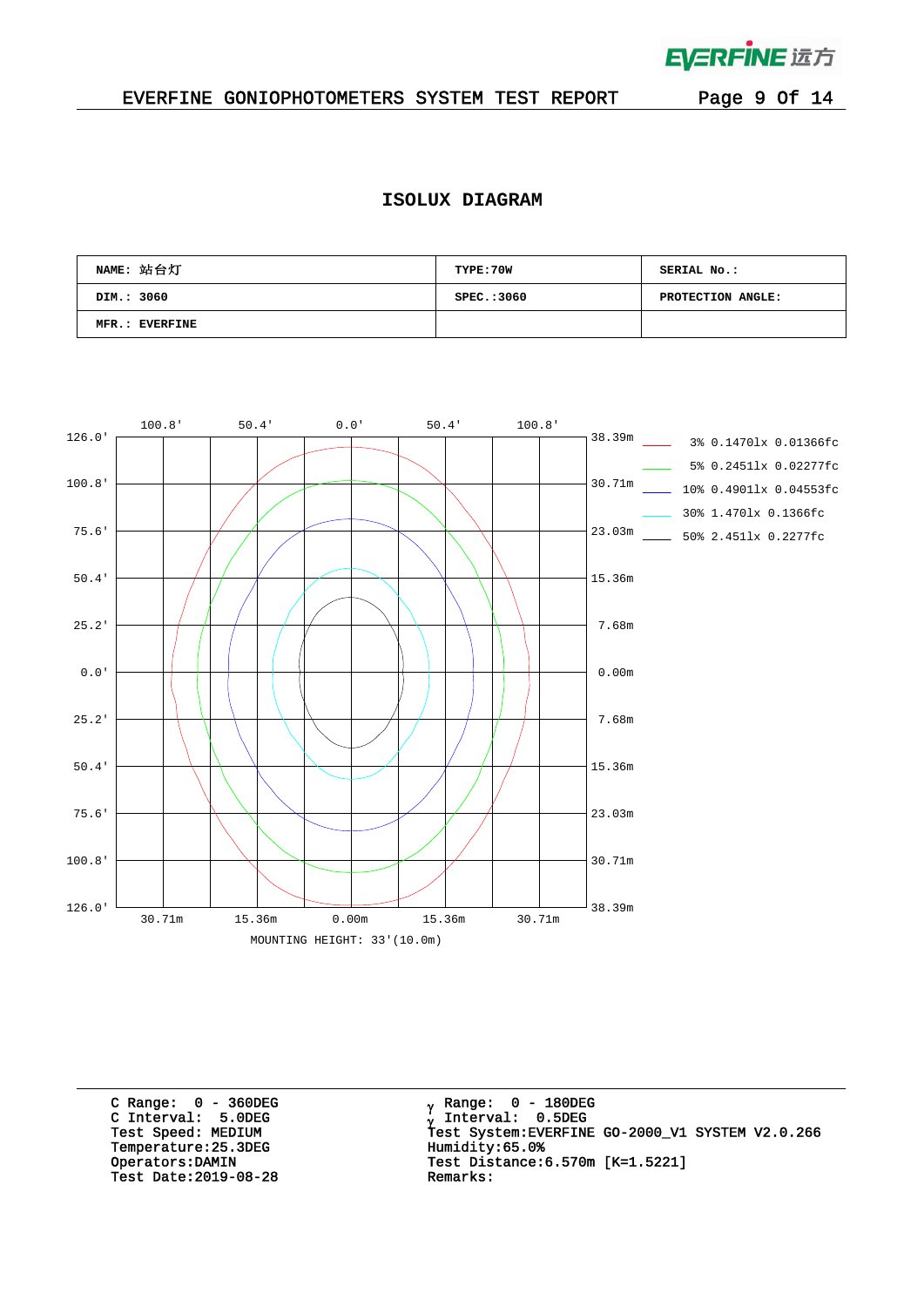# EVERFINE GONIOPHOTOMETERS SYSTEM TEST REPORT

## ISOLUX DIAGRAM

| NAME: 站台灯 | TYPE:70W | SERIAL No.: |
|---|---|---|
| DIM.: 3060 | SPEC.:3060 | PROTECTION ANGLE: |
| MFR.: EVERFINE | | |

Top axis: 100.8' 50.4' 0.0' 50.4' 100.8'

Left axis: 126.0' 100.8' 75.6' 50.4' 25.2' 0.0' 25.2' 50.4' 75.6' 100.8' 126.0'

Right axis: 38.39m 30.71m 23.03m 15.36m 7.68m 0.00m 7.68m 15.36m 23.03m 30.71m 38.39m

Bottom axis: 30.71m 15.36m 0.00m 15.36m 30.71m

Legend:

- 3% 0.1470lx 0.01366fc
- 5% 0.2451lx 0.02277fc
- 10% 0.4901lx 0.04553fc
- 30% 1.470lx 0.1366fc
- 50% 2.451lx 0.2277fc

MOUNTING HEIGHT: 33'(10.0m)

C Range: 0 - 360DEG
C Interval: 5.0DEG
Test Speed: MEDIUM
Temperature:25.3DEG
Operators:DAMIN
Test Date:2019-08-28

$\gamma$ Range: 0 - 180DEG
$\gamma$ Interval: 0.5DEG
Test System:EVERFINE GO-2000_V1 SYSTEM V2.0.266
Humidity:65.0%
Test Distance:6.570m [K=1.5221]
Remarks: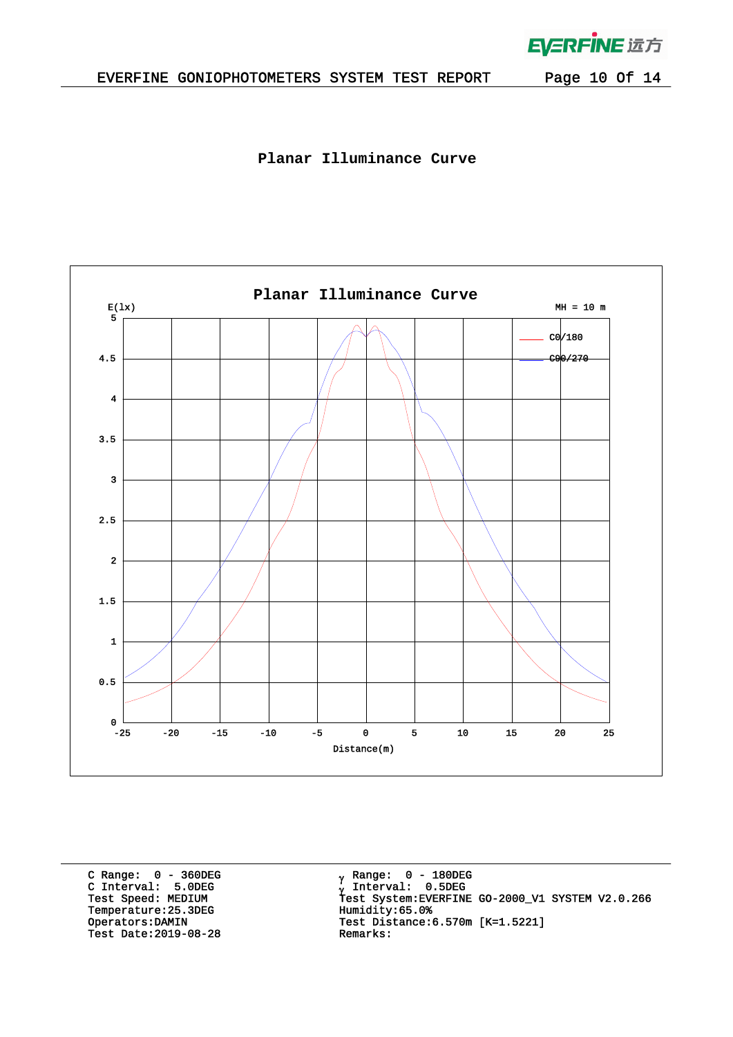# Planar Illuminance Curve

```
C Range:  0 - 360DEG
C Interval:  5.0DEG
Test Speed: MEDIUM
Temperature:25.3DEG
Operators:DAMIN
Test Date:2019-08-28
```

```
γ Range:  0 - 180DEG
γ Interval:  0.5DEG
Test System:EVERFINE GO-2000_V1 SYSTEM V2.0.266
Humidity:65.0%
Test Distance:6.570m [K=1.5221]
Remarks:
```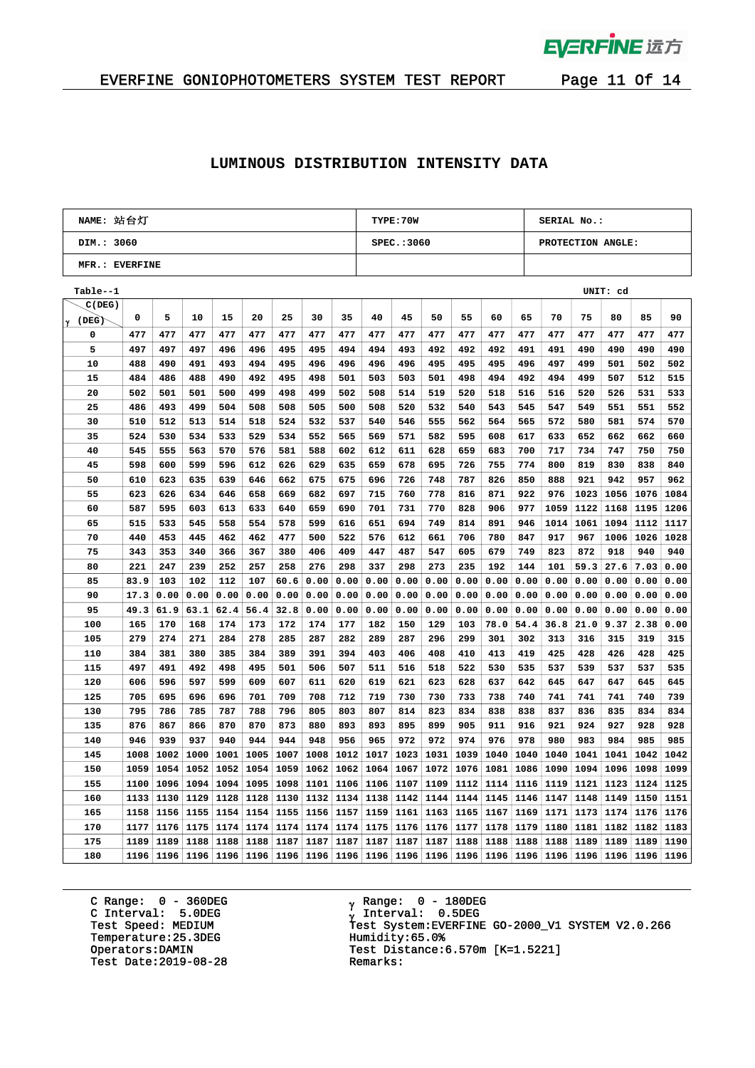## LUMINOUS DISTRIBUTION INTENSITY DATA

| NAME: 站台灯 | TYPE:70W | SERIAL No.: |
|---|---|---|
| DIM.: 3060 | SPEC.:3060 | PROTECTION ANGLE: |
| MFR.: EVERFINE | | |

Table--1 UNIT: cd

| γ (DEG) \ C(DEG) | 0 | 5 | 10 | 15 | 20 | 25 | 30 | 35 | 40 | 45 | 50 | 55 | 60 | 65 | 70 | 75 | 80 | 85 | 90 |
|---|---|---|---|---|---|---|---|---|---|---|---|---|---|---|---|---|---|---|---|
| 0 | 477 | 477 | 477 | 477 | 477 | 477 | 477 | 477 | 477 | 477 | 477 | 477 | 477 | 477 | 477 | 477 | 477 | 477 | 477 |
| 5 | 497 | 497 | 497 | 496 | 496 | 495 | 495 | 494 | 494 | 493 | 492 | 492 | 492 | 491 | 491 | 490 | 490 | 490 | 490 |
| 10 | 488 | 490 | 491 | 493 | 494 | 495 | 496 | 496 | 496 | 496 | 495 | 495 | 495 | 496 | 497 | 499 | 501 | 502 | 502 |
| 15 | 484 | 486 | 488 | 490 | 492 | 495 | 498 | 501 | 503 | 503 | 501 | 498 | 494 | 492 | 494 | 499 | 507 | 512 | 515 |
| 20 | 502 | 501 | 501 | 500 | 499 | 498 | 499 | 502 | 508 | 514 | 519 | 520 | 518 | 516 | 516 | 520 | 526 | 531 | 533 |
| 25 | 486 | 493 | 499 | 504 | 508 | 508 | 505 | 500 | 508 | 520 | 532 | 540 | 543 | 545 | 547 | 549 | 551 | 551 | 552 |
| 30 | 510 | 512 | 513 | 514 | 518 | 524 | 532 | 537 | 540 | 546 | 555 | 562 | 564 | 565 | 572 | 580 | 581 | 574 | 570 |
| 35 | 524 | 530 | 534 | 533 | 529 | 534 | 552 | 565 | 569 | 571 | 582 | 595 | 608 | 617 | 633 | 652 | 662 | 662 | 660 |
| 40 | 545 | 555 | 563 | 570 | 576 | 581 | 588 | 602 | 612 | 611 | 628 | 659 | 683 | 700 | 717 | 734 | 747 | 750 | 750 |
| 45 | 598 | 600 | 599 | 596 | 612 | 626 | 629 | 635 | 659 | 678 | 695 | 726 | 755 | 774 | 800 | 819 | 830 | 838 | 840 |
| 50 | 610 | 623 | 635 | 639 | 646 | 662 | 675 | 675 | 696 | 726 | 748 | 787 | 826 | 850 | 888 | 921 | 942 | 957 | 962 |
| 55 | 623 | 626 | 634 | 646 | 658 | 669 | 682 | 697 | 715 | 760 | 778 | 816 | 871 | 922 | 976 | 1023 | 1056 | 1076 | 1084 |
| 60 | 587 | 595 | 603 | 613 | 633 | 640 | 659 | 690 | 701 | 731 | 770 | 828 | 906 | 977 | 1059 | 1122 | 1168 | 1195 | 1206 |
| 65 | 515 | 533 | 545 | 558 | 554 | 578 | 599 | 616 | 651 | 694 | 749 | 814 | 891 | 946 | 1014 | 1061 | 1094 | 1112 | 1117 |
| 70 | 440 | 453 | 445 | 462 | 462 | 477 | 500 | 522 | 576 | 612 | 661 | 706 | 780 | 847 | 917 | 967 | 1006 | 1026 | 1028 |
| 75 | 343 | 353 | 340 | 366 | 367 | 380 | 406 | 409 | 447 | 487 | 547 | 605 | 679 | 749 | 823 | 872 | 918 | 940 | 940 |
| 80 | 221 | 247 | 239 | 252 | 257 | 258 | 276 | 298 | 337 | 298 | 273 | 235 | 192 | 144 | 101 | 59.3 | 27.6 | 7.03 | 0.00 |
| 85 | 83.9 | 103 | 102 | 112 | 107 | 60.6 | 0.00 | 0.00 | 0.00 | 0.00 | 0.00 | 0.00 | 0.00 | 0.00 | 0.00 | 0.00 | 0.00 | 0.00 | 0.00 |
| 90 | 17.3 | 0.00 | 0.00 | 0.00 | 0.00 | 0.00 | 0.00 | 0.00 | 0.00 | 0.00 | 0.00 | 0.00 | 0.00 | 0.00 | 0.00 | 0.00 | 0.00 | 0.00 | 0.00 |
| 95 | 49.3 | 61.9 | 63.1 | 62.4 | 56.4 | 32.8 | 0.00 | 0.00 | 0.00 | 0.00 | 0.00 | 0.00 | 0.00 | 0.00 | 0.00 | 0.00 | 0.00 | 0.00 | 0.00 |
| 100 | 165 | 170 | 168 | 174 | 173 | 172 | 174 | 177 | 182 | 150 | 129 | 103 | 78.0 | 54.4 | 36.8 | 21.0 | 9.37 | 2.38 | 0.00 |
| 105 | 279 | 274 | 271 | 284 | 278 | 285 | 287 | 282 | 289 | 287 | 296 | 299 | 301 | 302 | 313 | 316 | 315 | 319 | 315 |
| 110 | 384 | 381 | 380 | 385 | 384 | 389 | 391 | 394 | 403 | 406 | 408 | 410 | 413 | 419 | 425 | 428 | 426 | 428 | 425 |
| 115 | 497 | 491 | 492 | 498 | 495 | 501 | 506 | 507 | 511 | 516 | 518 | 522 | 530 | 535 | 537 | 539 | 537 | 537 | 535 |
| 120 | 606 | 596 | 597 | 599 | 609 | 607 | 611 | 620 | 619 | 621 | 623 | 628 | 637 | 642 | 645 | 647 | 647 | 645 | 645 |
| 125 | 705 | 695 | 696 | 696 | 701 | 709 | 708 | 712 | 719 | 730 | 730 | 733 | 738 | 740 | 741 | 741 | 741 | 740 | 739 |
| 130 | 795 | 786 | 785 | 787 | 788 | 796 | 805 | 803 | 807 | 814 | 823 | 834 | 838 | 838 | 837 | 836 | 835 | 834 | 834 |
| 135 | 876 | 867 | 866 | 870 | 870 | 873 | 880 | 893 | 893 | 895 | 899 | 905 | 911 | 916 | 921 | 924 | 927 | 928 | 928 |
| 140 | 946 | 939 | 937 | 940 | 944 | 944 | 948 | 956 | 965 | 972 | 972 | 974 | 976 | 978 | 980 | 983 | 984 | 985 | 985 |
| 145 | 1008 | 1002 | 1000 | 1001 | 1005 | 1007 | 1008 | 1012 | 1017 | 1023 | 1031 | 1039 | 1040 | 1040 | 1040 | 1041 | 1041 | 1042 | 1042 |
| 150 | 1059 | 1054 | 1052 | 1052 | 1054 | 1059 | 1062 | 1062 | 1064 | 1067 | 1072 | 1076 | 1081 | 1086 | 1090 | 1094 | 1096 | 1098 | 1099 |
| 155 | 1100 | 1096 | 1094 | 1094 | 1095 | 1098 | 1101 | 1106 | 1106 | 1107 | 1109 | 1112 | 1114 | 1116 | 1119 | 1121 | 1123 | 1124 | 1125 |
| 160 | 1133 | 1130 | 1129 | 1128 | 1128 | 1130 | 1132 | 1134 | 1138 | 1142 | 1144 | 1144 | 1145 | 1146 | 1147 | 1148 | 1149 | 1150 | 1151 |
| 165 | 1158 | 1156 | 1155 | 1154 | 1154 | 1155 | 1156 | 1157 | 1159 | 1161 | 1163 | 1165 | 1167 | 1169 | 1171 | 1173 | 1174 | 1176 | 1176 |
| 170 | 1177 | 1176 | 1175 | 1174 | 1174 | 1174 | 1174 | 1174 | 1175 | 1176 | 1176 | 1177 | 1178 | 1179 | 1180 | 1181 | 1182 | 1182 | 1183 |
| 175 | 1189 | 1189 | 1188 | 1188 | 1188 | 1187 | 1187 | 1187 | 1187 | 1187 | 1187 | 1188 | 1188 | 1188 | 1188 | 1189 | 1189 | 1189 | 1190 |
| 180 | 1196 | 1196 | 1196 | 1196 | 1196 | 1196 | 1196 | 1196 | 1196 | 1196 | 1196 | 1196 | 1196 | 1196 | 1196 | 1196 | 1196 | 1196 | 1196 |

C Range: 0 - 360DEG
C Interval: 5.0DEG
Test Speed: MEDIUM
Temperature:25.3DEG
Operators:DAMIN
Test Date:2019-08-28

γ Range: 0 - 180DEG
γ Interval: 0.5DEG
Test System:EVERFINE GO-2000_V1 SYSTEM V2.0.266
Humidity:65.0%
Test Distance:6.570m [K=1.5221]
Remarks: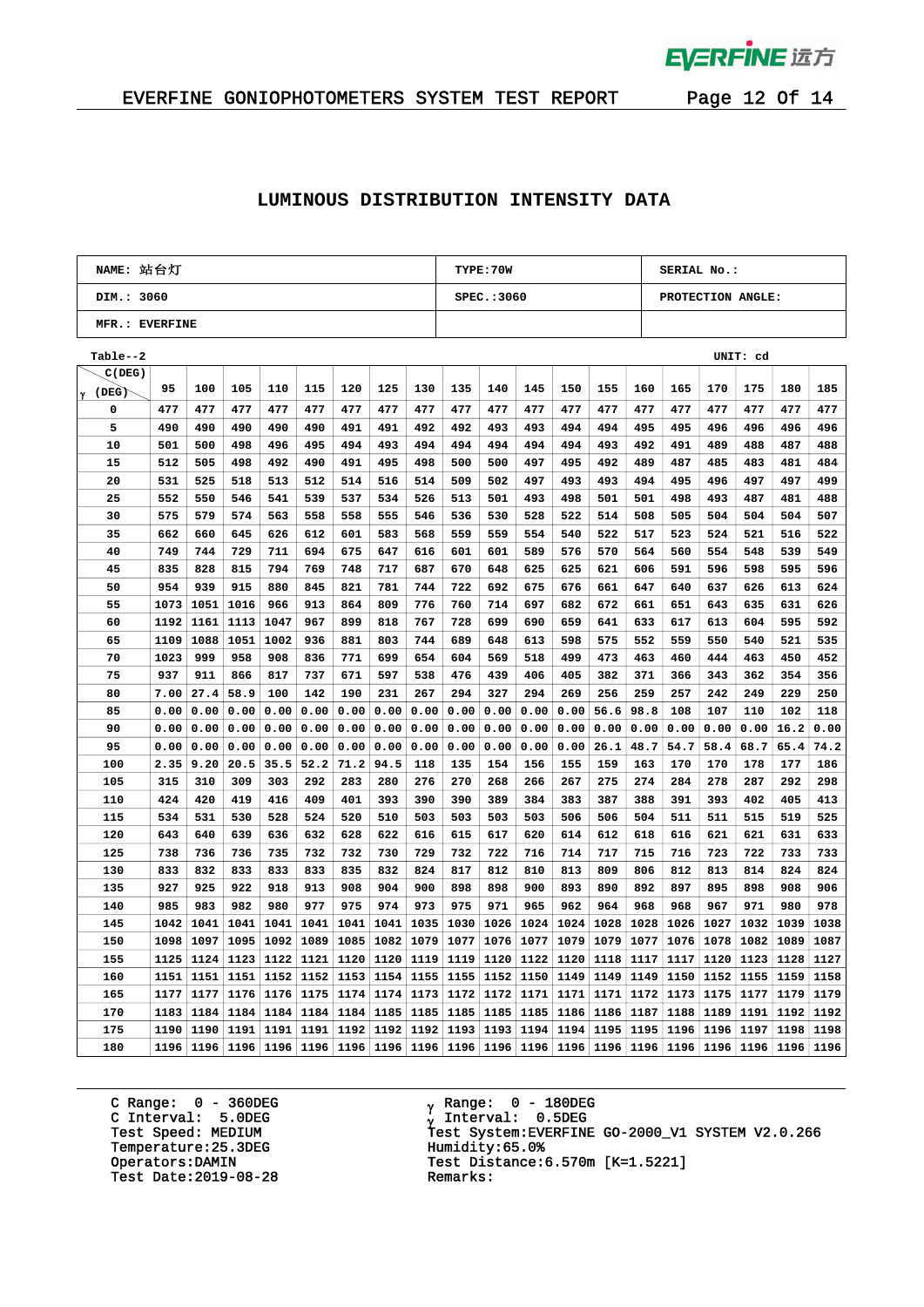## LUMINOUS DISTRIBUTION INTENSITY DATA

| NAME: 站台灯 | TYPE:70W | SERIAL No.: |
|---|---|---|
| DIM.: 3060 | SPEC.:3060 | PROTECTION ANGLE: |
| MFR.: EVERFINE | | |

Table--2 UNIT: cd

| γ (DEG) \ C(DEG) | 95 | 100 | 105 | 110 | 115 | 120 | 125 | 130 | 135 | 140 | 145 | 150 | 155 | 160 | 165 | 170 | 175 | 180 | 185 |
|---|---|---|---|---|---|---|---|---|---|---|---|---|---|---|---|---|---|---|---|
| 0 | 477 | 477 | 477 | 477 | 477 | 477 | 477 | 477 | 477 | 477 | 477 | 477 | 477 | 477 | 477 | 477 | 477 | 477 | 477 |
| 5 | 490 | 490 | 490 | 490 | 490 | 491 | 491 | 492 | 492 | 493 | 493 | 494 | 494 | 495 | 495 | 496 | 496 | 496 | 496 |
| 10 | 501 | 500 | 498 | 496 | 495 | 494 | 493 | 494 | 494 | 494 | 494 | 494 | 493 | 492 | 491 | 489 | 488 | 487 | 488 |
| 15 | 512 | 505 | 498 | 492 | 490 | 491 | 495 | 498 | 500 | 500 | 497 | 495 | 492 | 489 | 487 | 485 | 483 | 481 | 484 |
| 20 | 531 | 525 | 518 | 513 | 512 | 514 | 516 | 514 | 509 | 502 | 497 | 493 | 493 | 494 | 495 | 496 | 497 | 497 | 499 |
| 25 | 552 | 550 | 546 | 541 | 539 | 537 | 534 | 526 | 513 | 501 | 493 | 498 | 501 | 501 | 498 | 493 | 487 | 481 | 488 |
| 30 | 575 | 579 | 574 | 563 | 558 | 558 | 555 | 546 | 536 | 530 | 528 | 522 | 514 | 508 | 505 | 504 | 504 | 504 | 507 |
| 35 | 662 | 660 | 645 | 626 | 612 | 601 | 583 | 568 | 559 | 559 | 554 | 540 | 522 | 517 | 523 | 524 | 521 | 516 | 522 |
| 40 | 749 | 744 | 729 | 711 | 694 | 675 | 647 | 616 | 601 | 601 | 589 | 576 | 570 | 564 | 560 | 554 | 548 | 539 | 549 |
| 45 | 835 | 828 | 815 | 794 | 769 | 748 | 717 | 687 | 670 | 648 | 625 | 625 | 621 | 606 | 591 | 596 | 598 | 595 | 596 |
| 50 | 954 | 939 | 915 | 880 | 845 | 821 | 781 | 744 | 722 | 692 | 675 | 676 | 661 | 647 | 640 | 637 | 626 | 613 | 624 |
| 55 | 1073 | 1051 | 1016 | 966 | 913 | 864 | 809 | 776 | 760 | 714 | 697 | 682 | 672 | 661 | 651 | 643 | 635 | 631 | 626 |
| 60 | 1192 | 1161 | 1113 | 1047 | 967 | 899 | 818 | 767 | 728 | 699 | 690 | 659 | 641 | 633 | 617 | 613 | 604 | 595 | 592 |
| 65 | 1109 | 1088 | 1051 | 1002 | 936 | 881 | 803 | 744 | 689 | 648 | 613 | 598 | 575 | 552 | 559 | 550 | 540 | 521 | 535 |
| 70 | 1023 | 999 | 958 | 908 | 836 | 771 | 699 | 654 | 604 | 569 | 518 | 499 | 473 | 463 | 460 | 444 | 463 | 450 | 452 |
| 75 | 937 | 911 | 866 | 817 | 737 | 671 | 597 | 538 | 476 | 439 | 406 | 405 | 382 | 371 | 366 | 343 | 362 | 354 | 356 |
| 80 | 7.00 | 27.4 | 58.9 | 100 | 142 | 190 | 231 | 267 | 294 | 327 | 294 | 269 | 256 | 259 | 257 | 242 | 249 | 229 | 250 |
| 85 | 0.00 | 0.00 | 0.00 | 0.00 | 0.00 | 0.00 | 0.00 | 0.00 | 0.00 | 0.00 | 0.00 | 0.00 | 56.6 | 98.8 | 108 | 107 | 110 | 102 | 118 |
| 90 | 0.00 | 0.00 | 0.00 | 0.00 | 0.00 | 0.00 | 0.00 | 0.00 | 0.00 | 0.00 | 0.00 | 0.00 | 0.00 | 0.00 | 0.00 | 0.00 | 0.00 | 16.2 | 0.00 |
| 95 | 0.00 | 0.00 | 0.00 | 0.00 | 0.00 | 0.00 | 0.00 | 0.00 | 0.00 | 0.00 | 0.00 | 0.00 | 26.1 | 48.7 | 54.7 | 58.4 | 68.7 | 65.4 | 74.2 |
| 100 | 2.35 | 9.20 | 20.5 | 35.5 | 52.2 | 71.2 | 94.5 | 118 | 135 | 154 | 156 | 155 | 159 | 163 | 170 | 170 | 178 | 177 | 186 |
| 105 | 315 | 310 | 309 | 303 | 292 | 283 | 280 | 276 | 270 | 268 | 266 | 267 | 275 | 274 | 284 | 278 | 287 | 292 | 298 |
| 110 | 424 | 420 | 419 | 416 | 409 | 401 | 393 | 390 | 390 | 389 | 384 | 383 | 387 | 388 | 391 | 393 | 402 | 405 | 413 |
| 115 | 534 | 531 | 530 | 528 | 524 | 520 | 510 | 503 | 503 | 503 | 503 | 506 | 506 | 504 | 511 | 511 | 515 | 519 | 525 |
| 120 | 643 | 640 | 639 | 636 | 632 | 628 | 622 | 616 | 615 | 617 | 620 | 614 | 612 | 618 | 616 | 621 | 621 | 631 | 633 |
| 125 | 738 | 736 | 736 | 735 | 732 | 732 | 730 | 729 | 732 | 722 | 716 | 714 | 717 | 715 | 716 | 723 | 722 | 733 | 733 |
| 130 | 833 | 832 | 833 | 833 | 833 | 835 | 832 | 824 | 817 | 812 | 810 | 813 | 809 | 806 | 812 | 813 | 814 | 824 | 824 |
| 135 | 927 | 925 | 922 | 918 | 913 | 908 | 904 | 900 | 898 | 898 | 900 | 893 | 890 | 892 | 897 | 895 | 898 | 908 | 906 |
| 140 | 985 | 983 | 982 | 980 | 977 | 975 | 974 | 973 | 975 | 971 | 965 | 962 | 964 | 968 | 968 | 967 | 971 | 980 | 978 |
| 145 | 1042 | 1041 | 1041 | 1041 | 1041 | 1041 | 1041 | 1035 | 1030 | 1026 | 1024 | 1024 | 1028 | 1028 | 1026 | 1027 | 1032 | 1039 | 1038 |
| 150 | 1098 | 1097 | 1095 | 1092 | 1089 | 1085 | 1082 | 1079 | 1077 | 1076 | 1077 | 1079 | 1079 | 1077 | 1076 | 1078 | 1082 | 1089 | 1087 |
| 155 | 1125 | 1124 | 1123 | 1122 | 1121 | 1120 | 1120 | 1119 | 1119 | 1120 | 1122 | 1120 | 1118 | 1117 | 1117 | 1120 | 1123 | 1128 | 1127 |
| 160 | 1151 | 1151 | 1151 | 1152 | 1152 | 1153 | 1154 | 1155 | 1155 | 1152 | 1150 | 1149 | 1149 | 1149 | 1150 | 1152 | 1155 | 1159 | 1158 |
| 165 | 1177 | 1177 | 1176 | 1176 | 1175 | 1174 | 1174 | 1173 | 1172 | 1172 | 1171 | 1171 | 1171 | 1172 | 1173 | 1175 | 1177 | 1179 | 1179 |
| 170 | 1183 | 1184 | 1184 | 1184 | 1184 | 1184 | 1185 | 1185 | 1185 | 1185 | 1185 | 1186 | 1186 | 1187 | 1188 | 1189 | 1191 | 1192 | 1192 |
| 175 | 1190 | 1190 | 1191 | 1191 | 1191 | 1192 | 1192 | 1192 | 1193 | 1193 | 1194 | 1194 | 1195 | 1195 | 1196 | 1196 | 1197 | 1198 | 1198 |
| 180 | 1196 | 1196 | 1196 | 1196 | 1196 | 1196 | 1196 | 1196 | 1196 | 1196 | 1196 | 1196 | 1196 | 1196 | 1196 | 1196 | 1196 | 1196 | 1196 |

C Range: 0 - 360DEG
C Interval: 5.0DEG
Test Speed: MEDIUM
Temperature:25.3DEG
Operators:DAMIN
Test Date:2019-08-28

γ Range: 0 - 180DEG
γ Interval: 0.5DEG
Test System:EVERFINE GO-2000_V1 SYSTEM V2.0.266
Humidity:65.0%
Test Distance:6.570m [K=1.5221]
Remarks: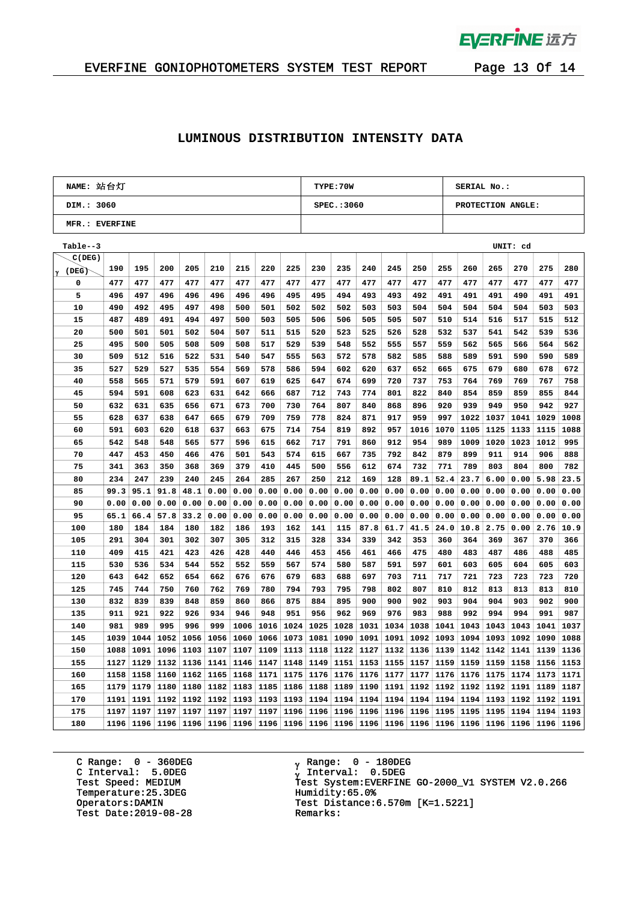## LUMINOUS DISTRIBUTION INTENSITY DATA

| NAME: 站台灯 | TYPE:70W | SERIAL No.: |
|---|---|---|
| DIM.: 3060 | SPEC.:3060 | PROTECTION ANGLE: |
| MFR.: EVERFINE | | |

Table--3 UNIT: cd

| γ (DEG) \ C(DEG) | 190 | 195 | 200 | 205 | 210 | 215 | 220 | 225 | 230 | 235 | 240 | 245 | 250 | 255 | 260 | 265 | 270 | 275 | 280 |
|---|---|---|---|---|---|---|---|---|---|---|---|---|---|---|---|---|---|---|---|
| 0 | 477 | 477 | 477 | 477 | 477 | 477 | 477 | 477 | 477 | 477 | 477 | 477 | 477 | 477 | 477 | 477 | 477 | 477 | 477 |
| 5 | 496 | 497 | 496 | 496 | 496 | 496 | 496 | 495 | 495 | 494 | 493 | 493 | 492 | 491 | 491 | 491 | 490 | 491 | 491 |
| 10 | 490 | 492 | 495 | 497 | 498 | 500 | 501 | 502 | 502 | 502 | 503 | 503 | 504 | 504 | 504 | 504 | 504 | 503 | 503 |
| 15 | 487 | 489 | 491 | 494 | 497 | 500 | 503 | 505 | 506 | 506 | 505 | 505 | 507 | 510 | 514 | 516 | 517 | 515 | 512 |
| 20 | 500 | 501 | 501 | 502 | 504 | 507 | 511 | 515 | 520 | 523 | 525 | 526 | 528 | 532 | 537 | 541 | 542 | 539 | 536 |
| 25 | 495 | 500 | 505 | 508 | 509 | 508 | 517 | 529 | 539 | 548 | 552 | 555 | 557 | 559 | 562 | 565 | 566 | 564 | 562 |
| 30 | 509 | 512 | 516 | 522 | 531 | 540 | 547 | 555 | 563 | 572 | 578 | 582 | 585 | 588 | 589 | 591 | 590 | 590 | 589 |
| 35 | 527 | 529 | 527 | 535 | 554 | 569 | 578 | 586 | 594 | 602 | 620 | 637 | 652 | 665 | 675 | 679 | 680 | 678 | 672 |
| 40 | 558 | 565 | 571 | 579 | 591 | 607 | 619 | 625 | 647 | 674 | 699 | 720 | 737 | 753 | 764 | 769 | 769 | 767 | 758 |
| 45 | 594 | 591 | 608 | 623 | 631 | 642 | 666 | 687 | 712 | 743 | 774 | 801 | 822 | 840 | 854 | 859 | 859 | 855 | 844 |
| 50 | 632 | 631 | 635 | 656 | 671 | 673 | 700 | 730 | 764 | 807 | 840 | 868 | 896 | 920 | 939 | 949 | 950 | 942 | 927 |
| 55 | 628 | 637 | 638 | 647 | 665 | 679 | 709 | 759 | 778 | 824 | 871 | 917 | 959 | 997 | 1022 | 1037 | 1041 | 1029 | 1008 |
| 60 | 591 | 603 | 620 | 618 | 637 | 663 | 675 | 714 | 754 | 819 | 892 | 957 | 1016 | 1070 | 1105 | 1125 | 1133 | 1115 | 1088 |
| 65 | 542 | 548 | 548 | 565 | 577 | 596 | 615 | 662 | 717 | 791 | 860 | 912 | 954 | 989 | 1009 | 1020 | 1023 | 1012 | 995 |
| 70 | 447 | 453 | 450 | 466 | 476 | 501 | 543 | 574 | 615 | 667 | 735 | 792 | 842 | 879 | 899 | 911 | 914 | 906 | 888 |
| 75 | 341 | 363 | 350 | 368 | 369 | 379 | 410 | 445 | 500 | 556 | 612 | 674 | 732 | 771 | 789 | 803 | 804 | 800 | 782 |
| 80 | 234 | 247 | 239 | 240 | 245 | 264 | 285 | 267 | 250 | 212 | 169 | 128 | 89.1 | 52.4 | 23.7 | 6.00 | 0.00 | 5.98 | 23.5 |
| 85 | 99.3 | 95.1 | 91.8 | 48.1 | 0.00 | 0.00 | 0.00 | 0.00 | 0.00 | 0.00 | 0.00 | 0.00 | 0.00 | 0.00 | 0.00 | 0.00 | 0.00 | 0.00 | 0.00 |
| 90 | 0.00 | 0.00 | 0.00 | 0.00 | 0.00 | 0.00 | 0.00 | 0.00 | 0.00 | 0.00 | 0.00 | 0.00 | 0.00 | 0.00 | 0.00 | 0.00 | 0.00 | 0.00 | 0.00 |
| 95 | 65.1 | 66.4 | 57.8 | 33.2 | 0.00 | 0.00 | 0.00 | 0.00 | 0.00 | 0.00 | 0.00 | 0.00 | 0.00 | 0.00 | 0.00 | 0.00 | 0.00 | 0.00 | 0.00 |
| 100 | 180 | 184 | 184 | 180 | 182 | 186 | 193 | 162 | 141 | 115 | 87.8 | 61.7 | 41.5 | 24.0 | 10.8 | 2.75 | 0.00 | 2.76 | 10.9 |
| 105 | 291 | 304 | 301 | 302 | 307 | 305 | 312 | 315 | 328 | 334 | 339 | 342 | 353 | 360 | 364 | 369 | 367 | 370 | 366 |
| 110 | 409 | 415 | 421 | 423 | 426 | 428 | 440 | 446 | 453 | 456 | 461 | 466 | 475 | 480 | 483 | 487 | 486 | 488 | 485 |
| 115 | 530 | 536 | 534 | 544 | 552 | 552 | 559 | 567 | 574 | 580 | 587 | 591 | 597 | 601 | 603 | 605 | 604 | 605 | 603 |
| 120 | 643 | 642 | 652 | 654 | 662 | 676 | 676 | 679 | 683 | 688 | 697 | 703 | 711 | 717 | 721 | 723 | 723 | 723 | 720 |
| 125 | 745 | 744 | 750 | 760 | 762 | 769 | 780 | 794 | 793 | 795 | 798 | 802 | 807 | 810 | 812 | 813 | 813 | 813 | 810 |
| 130 | 832 | 839 | 839 | 848 | 859 | 860 | 866 | 875 | 884 | 895 | 900 | 900 | 902 | 903 | 904 | 904 | 903 | 902 | 900 |
| 135 | 911 | 921 | 922 | 926 | 934 | 946 | 948 | 951 | 956 | 962 | 969 | 976 | 983 | 988 | 992 | 994 | 994 | 991 | 987 |
| 140 | 981 | 989 | 995 | 996 | 999 | 1006 | 1016 | 1024 | 1025 | 1028 | 1031 | 1034 | 1038 | 1041 | 1043 | 1043 | 1043 | 1041 | 1037 |
| 145 | 1039 | 1044 | 1052 | 1056 | 1056 | 1060 | 1066 | 1073 | 1081 | 1090 | 1091 | 1091 | 1092 | 1093 | 1094 | 1093 | 1092 | 1090 | 1088 |
| 150 | 1088 | 1091 | 1096 | 1103 | 1107 | 1107 | 1109 | 1113 | 1118 | 1122 | 1127 | 1132 | 1136 | 1139 | 1142 | 1142 | 1141 | 1139 | 1136 |
| 155 | 1127 | 1129 | 1132 | 1136 | 1141 | 1146 | 1147 | 1148 | 1149 | 1151 | 1153 | 1155 | 1157 | 1159 | 1159 | 1159 | 1158 | 1156 | 1153 |
| 160 | 1158 | 1158 | 1160 | 1162 | 1165 | 1168 | 1171 | 1175 | 1176 | 1176 | 1176 | 1177 | 1177 | 1176 | 1176 | 1175 | 1174 | 1173 | 1171 |
| 165 | 1179 | 1179 | 1180 | 1180 | 1182 | 1183 | 1185 | 1186 | 1188 | 1189 | 1190 | 1191 | 1192 | 1192 | 1192 | 1192 | 1191 | 1189 | 1187 |
| 170 | 1191 | 1191 | 1192 | 1192 | 1192 | 1193 | 1193 | 1193 | 1194 | 1194 | 1194 | 1194 | 1194 | 1194 | 1194 | 1193 | 1192 | 1192 | 1191 |
| 175 | 1197 | 1197 | 1197 | 1197 | 1197 | 1197 | 1197 | 1196 | 1196 | 1196 | 1196 | 1196 | 1196 | 1195 | 1195 | 1195 | 1194 | 1194 | 1193 |
| 180 | 1196 | 1196 | 1196 | 1196 | 1196 | 1196 | 1196 | 1196 | 1196 | 1196 | 1196 | 1196 | 1196 | 1196 | 1196 | 1196 | 1196 | 1196 | 1196 |

C Range: 0 - 360DEG
C Interval: 5.0DEG
Test Speed: MEDIUM
Temperature:25.3DEG
Operators:DAMIN
Test Date:2019-08-28

γ Range: 0 - 180DEG
γ Interval: 0.5DEG
Test System:EVERFINE GO-2000_V1 SYSTEM V2.0.266
Humidity:65.0%
Test Distance:6.570m [K=1.5221]
Remarks: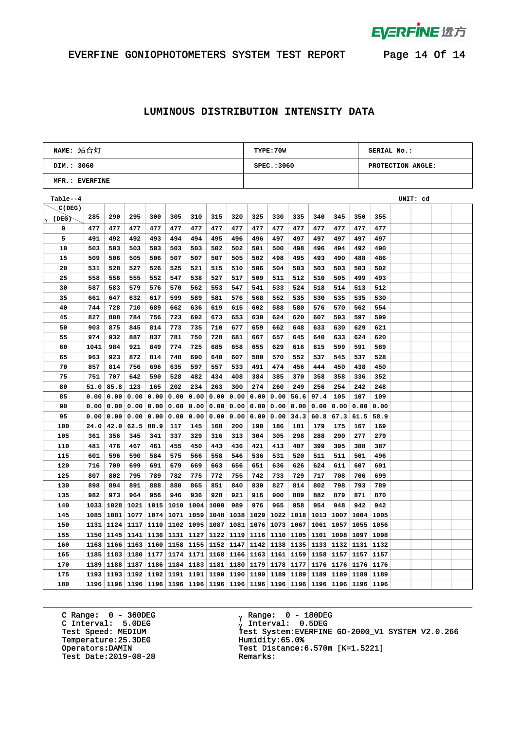# LUMINOUS DISTRIBUTION INTENSITY DATA

| NAME: 站台灯 | TYPE:70W | SERIAL No.: |
|---|---|---|
| DIM.: 3060 | SPEC.:3060 | PROTECTION ANGLE: |
| MFR.: EVERFINE | | |

Table--4 UNIT: cd

| γ (DEG) \ C(DEG) | 285 | 290 | 295 | 300 | 305 | 310 | 315 | 320 | 325 | 330 | 335 | 340 | 345 | 350 | 355 |
|---|---|---|---|---|---|---|---|---|---|---|---|---|---|---|---|
| 0 | 477 | 477 | 477 | 477 | 477 | 477 | 477 | 477 | 477 | 477 | 477 | 477 | 477 | 477 | 477 |
| 5 | 491 | 492 | 492 | 493 | 494 | 494 | 495 | 496 | 496 | 497 | 497 | 497 | 497 | 497 | 497 |
| 10 | 503 | 503 | 503 | 503 | 503 | 503 | 502 | 502 | 501 | 500 | 498 | 496 | 494 | 492 | 490 |
| 15 | 509 | 506 | 505 | 506 | 507 | 507 | 507 | 505 | 502 | 498 | 495 | 493 | 490 | 488 | 486 |
| 20 | 531 | 528 | 527 | 526 | 525 | 521 | 515 | 510 | 506 | 504 | 503 | 503 | 503 | 503 | 502 |
| 25 | 558 | 556 | 555 | 552 | 547 | 538 | 527 | 517 | 509 | 511 | 512 | 510 | 505 | 499 | 493 |
| 30 | 587 | 583 | 579 | 576 | 570 | 562 | 553 | 547 | 541 | 533 | 524 | 518 | 514 | 513 | 512 |
| 35 | 661 | 647 | 632 | 617 | 599 | 589 | 581 | 576 | 568 | 552 | 535 | 530 | 535 | 535 | 530 |
| 40 | 744 | 728 | 710 | 689 | 662 | 636 | 619 | 615 | 602 | 588 | 580 | 576 | 570 | 562 | 554 |
| 45 | 827 | 808 | 784 | 756 | 723 | 692 | 673 | 653 | 630 | 624 | 620 | 607 | 593 | 597 | 599 |
| 50 | 903 | 875 | 845 | 814 | 773 | 735 | 710 | 677 | 659 | 662 | 648 | 633 | 630 | 629 | 621 |
| 55 | 974 | 932 | 887 | 837 | 781 | 750 | 728 | 681 | 667 | 657 | 645 | 640 | 633 | 624 | 620 |
| 60 | 1041 | 984 | 921 | 849 | 774 | 725 | 685 | 658 | 655 | 629 | 616 | 615 | 599 | 591 | 589 |
| 65 | 963 | 923 | 872 | 814 | 748 | 690 | 640 | 607 | 580 | 570 | 552 | 537 | 545 | 537 | 528 |
| 70 | 857 | 814 | 756 | 696 | 635 | 597 | 557 | 533 | 491 | 474 | 456 | 444 | 450 | 438 | 450 |
| 75 | 751 | 707 | 642 | 590 | 528 | 482 | 434 | 408 | 384 | 385 | 370 | 358 | 358 | 336 | 352 |
| 80 | 51.0 | 85.8 | 123 | 165 | 202 | 234 | 263 | 300 | 274 | 260 | 249 | 256 | 254 | 242 | 248 |
| 85 | 0.00 | 0.00 | 0.00 | 0.00 | 0.00 | 0.00 | 0.00 | 0.00 | 0.00 | 0.00 | 56.6 | 97.4 | 105 | 107 | 109 |
| 90 | 0.00 | 0.00 | 0.00 | 0.00 | 0.00 | 0.00 | 0.00 | 0.00 | 0.00 | 0.00 | 0.00 | 0.00 | 0.00 | 0.00 | 0.00 |
| 95 | 0.00 | 0.00 | 0.00 | 0.00 | 0.00 | 0.00 | 0.00 | 0.00 | 0.00 | 0.00 | 34.3 | 60.8 | 67.3 | 61.5 | 58.9 |
| 100 | 24.0 | 42.0 | 62.5 | 88.9 | 117 | 145 | 168 | 200 | 190 | 186 | 181 | 179 | 175 | 167 | 169 |
| 105 | 361 | 356 | 345 | 341 | 337 | 329 | 316 | 313 | 304 | 305 | 298 | 288 | 290 | 277 | 279 |
| 110 | 481 | 476 | 467 | 461 | 455 | 450 | 443 | 436 | 421 | 413 | 407 | 399 | 395 | 388 | 387 |
| 115 | 601 | 596 | 590 | 584 | 575 | 566 | 558 | 546 | 536 | 531 | 520 | 511 | 511 | 501 | 496 |
| 120 | 716 | 709 | 699 | 691 | 679 | 669 | 663 | 656 | 651 | 636 | 626 | 624 | 611 | 607 | 601 |
| 125 | 807 | 802 | 795 | 789 | 782 | 775 | 772 | 755 | 742 | 733 | 729 | 717 | 708 | 706 | 699 |
| 130 | 898 | 894 | 891 | 888 | 880 | 865 | 851 | 840 | 830 | 827 | 814 | 802 | 798 | 793 | 789 |
| 135 | 982 | 973 | 964 | 956 | 946 | 936 | 928 | 921 | 916 | 900 | 889 | 882 | 879 | 871 | 870 |
| 140 | 1033 | 1028 | 1021 | 1015 | 1010 | 1004 | 1000 | 989 | 976 | 965 | 958 | 954 | 948 | 942 | 942 |
| 145 | 1085 | 1081 | 1077 | 1074 | 1071 | 1059 | 1048 | 1038 | 1029 | 1022 | 1018 | 1013 | 1007 | 1004 | 1005 |
| 150 | 1131 | 1124 | 1117 | 1110 | 1102 | 1095 | 1087 | 1081 | 1076 | 1073 | 1067 | 1061 | 1057 | 1055 | 1056 |
| 155 | 1150 | 1145 | 1141 | 1136 | 1131 | 1127 | 1122 | 1119 | 1116 | 1110 | 1105 | 1101 | 1098 | 1097 | 1098 |
| 160 | 1168 | 1166 | 1163 | 1160 | 1158 | 1155 | 1152 | 1147 | 1142 | 1138 | 1135 | 1133 | 1132 | 1131 | 1132 |
| 165 | 1185 | 1183 | 1180 | 1177 | 1174 | 1171 | 1168 | 1166 | 1163 | 1161 | 1159 | 1158 | 1157 | 1157 | 1157 |
| 170 | 1189 | 1188 | 1187 | 1186 | 1184 | 1183 | 1181 | 1180 | 1179 | 1178 | 1177 | 1176 | 1176 | 1176 | 1176 |
| 175 | 1193 | 1193 | 1192 | 1192 | 1191 | 1191 | 1190 | 1190 | 1190 | 1189 | 1189 | 1189 | 1189 | 1189 | 1189 |
| 180 | 1196 | 1196 | 1196 | 1196 | 1196 | 1196 | 1196 | 1196 | 1196 | 1196 | 1196 | 1196 | 1196 | 1196 | 1196 |

C Range: 0 - 360DEG
C Interval: 5.0DEG
Test Speed: MEDIUM
Temperature:25.3DEG
Operators:DAMIN
Test Date:2019-08-28

γ Range: 0 - 180DEG
γ Interval: 0.5DEG
Test System:EVERFINE GO-2000_V1 SYSTEM V2.0.266
Humidity:65.0%
Test Distance:6.570m [K=1.5221]
Remarks: